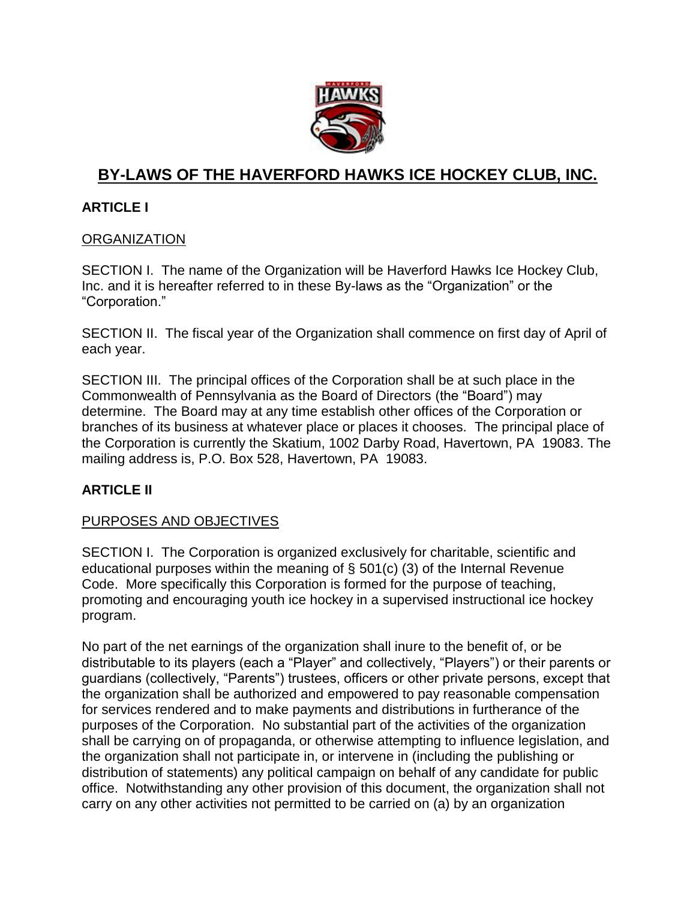# BY-LAWS OF THE HAVERFORD HAWKS ICE HOCKEY CLUB, INC.

## ARTICLE I

### ORGANIZATION

SECTION I. The name of the Organization will be Haverford Hawks Ice Hockey Club, Inc. and it is hereafter referred to in these By-laws as the "Organization" or the "Corporation."

SECTION II. The fiscal year of the Organization shall commence on first day of April of each year.

SECTION III. The principal offices of the Corporation shall be at such place in the Commonwealth of Pennsylvania as the Board of Directors (the "Board") may determine. The Board may at any time establish other offices of the Corporation or branches of its business at whatever place or places it chooses. The principal place of the Corporation is currently the Skatium, 1002 Darby Road, Havertown, PA 19083. The mailing address is, P.O. Box 528, Havertown, PA 19083.

## ARTICLE II

### PURPOSES AND OBJECTIVES

SECTION I. The Corporation is organized exclusively for charitable, scientific and educational purposes within the meaning of § 501(c) (3) of the Internal Revenue Code. More specifically this Corporation is formed for the purpose of teaching, promoting and encouraging youth ice hockey in a supervised instructional ice hockey program.

No part of the net earnings of the organization shall inure to the benefit of, or be distributable to its players (each a "Player" and collectively, "Players") or their parents or guardians (collectively, "Parents") trustees, officers or other private persons, except that the organization shall be authorized and empowered to pay reasonable compensation for services rendered and to make payments and distributions in furtherance of the purposes of the Corporation. No substantial part of the activities of the organization shall be carrying on of propaganda, or otherwise attempting to influence legislation, and the organization shall not participate in, or intervene in (including the publishing or distribution of statements) any political campaign on behalf of any candidate for public office. Notwithstanding any other provision of this document, the organization shall not carry on any other activities not permitted to be carried on (a) by an organization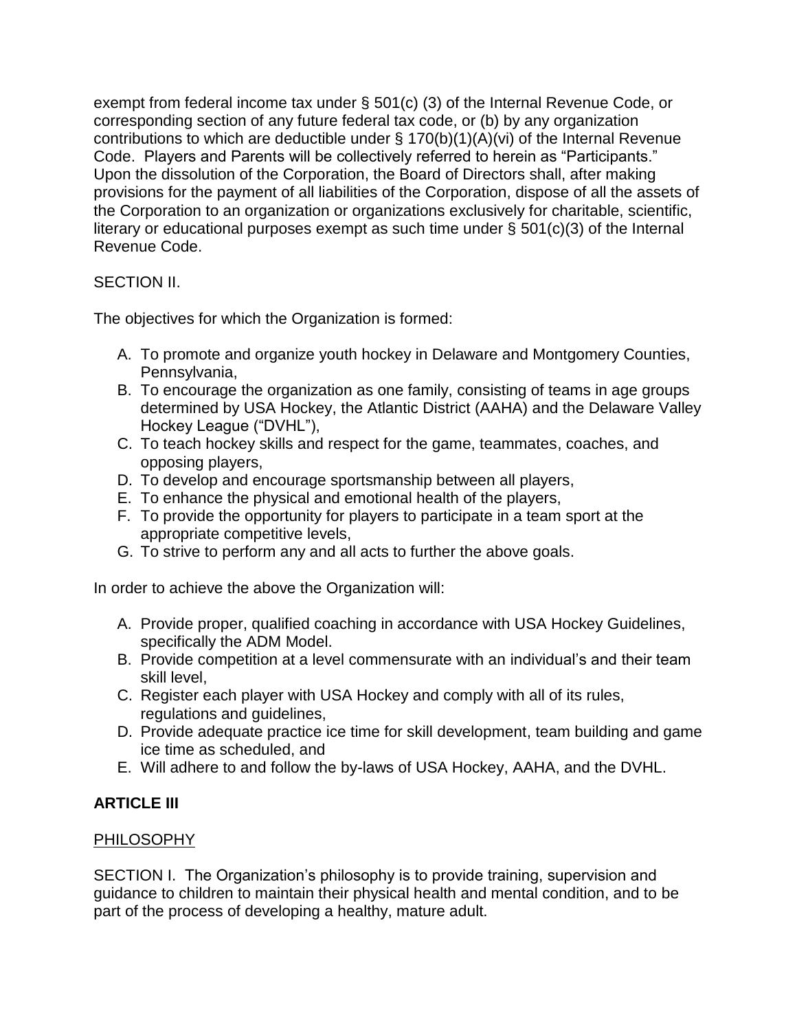exempt from federal income tax under § 501(c) (3) of the Internal Revenue Code, or corresponding section of any future federal tax code, or (b) by any organization contributions to which are deductible under § 170(b)(1)(A)(vi) of the Internal Revenue Code. Players and Parents will be collectively referred to herein as "Participants." Upon the dissolution of the Corporation, the Board of Directors shall, after making provisions for the payment of all liabilities of the Corporation, dispose of all the assets of the Corporation to an organization or organizations exclusively for charitable, scientific, literary or educational purposes exempt as such time under § 501(c)(3) of the Internal Revenue Code.

SECTION II.

The objectives for which the Organization is formed:

A. To promote and organize youth hockey in Delaware and Montgomery Counties, Pennsylvania,
B. To encourage the organization as one family, consisting of teams in age groups determined by USA Hockey, the Atlantic District (AAHA) and the Delaware Valley Hockey League ("DVHL"),
C. To teach hockey skills and respect for the game, teammates, coaches, and opposing players,
D. To develop and encourage sportsmanship between all players,
E. To enhance the physical and emotional health of the players,
F. To provide the opportunity for players to participate in a team sport at the appropriate competitive levels,
G. To strive to perform any and all acts to further the above goals.

In order to achieve the above the Organization will:

A. Provide proper, qualified coaching in accordance with USA Hockey Guidelines, specifically the ADM Model.
B. Provide competition at a level commensurate with an individual's and their team skill level,
C. Register each player with USA Hockey and comply with all of its rules, regulations and guidelines,
D. Provide adequate practice ice time for skill development, team building and game ice time as scheduled, and
E. Will adhere to and follow the by-laws of USA Hockey, AAHA, and the DVHL.

## ARTICLE III

PHILOSOPHY

SECTION I. The Organization's philosophy is to provide training, supervision and guidance to children to maintain their physical health and mental condition, and to be part of the process of developing a healthy, mature adult.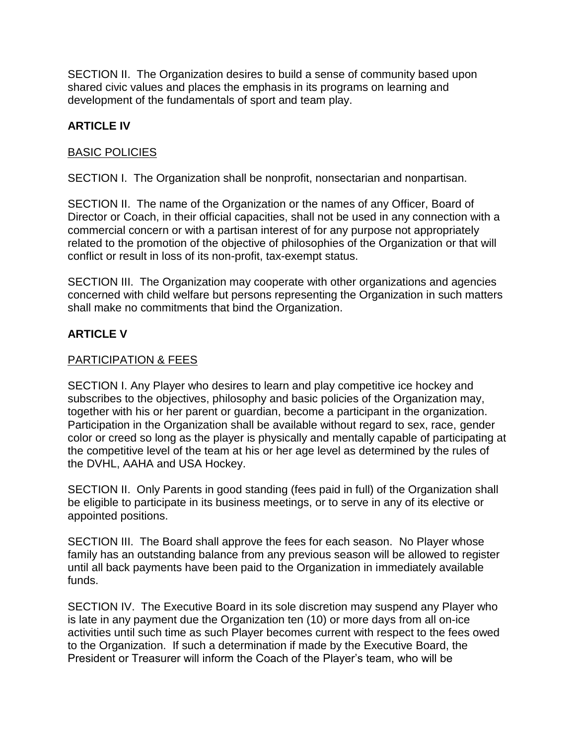SECTION II. The Organization desires to build a sense of community based upon shared civic values and places the emphasis in its programs on learning and development of the fundamentals of sport and team play.

## ARTICLE IV

BASIC POLICIES

SECTION I. The Organization shall be nonprofit, nonsectarian and nonpartisan.

SECTION II. The name of the Organization or the names of any Officer, Board of Director or Coach, in their official capacities, shall not be used in any connection with a commercial concern or with a partisan interest of for any purpose not appropriately related to the promotion of the objective of philosophies of the Organization or that will conflict or result in loss of its non-profit, tax-exempt status.

SECTION III. The Organization may cooperate with other organizations and agencies concerned with child welfare but persons representing the Organization in such matters shall make no commitments that bind the Organization.

## ARTICLE V

PARTICIPATION & FEES

SECTION I. Any Player who desires to learn and play competitive ice hockey and subscribes to the objectives, philosophy and basic policies of the Organization may, together with his or her parent or guardian, become a participant in the organization. Participation in the Organization shall be available without regard to sex, race, gender color or creed so long as the player is physically and mentally capable of participating at the competitive level of the team at his or her age level as determined by the rules of the DVHL, AAHA and USA Hockey.

SECTION II. Only Parents in good standing (fees paid in full) of the Organization shall be eligible to participate in its business meetings, or to serve in any of its elective or appointed positions.

SECTION III. The Board shall approve the fees for each season. No Player whose family has an outstanding balance from any previous season will be allowed to register until all back payments have been paid to the Organization in immediately available funds.

SECTION IV. The Executive Board in its sole discretion may suspend any Player who is late in any payment due the Organization ten (10) or more days from all on-ice activities until such time as such Player becomes current with respect to the fees owed to the Organization. If such a determination if made by the Executive Board, the President or Treasurer will inform the Coach of the Player's team, who will be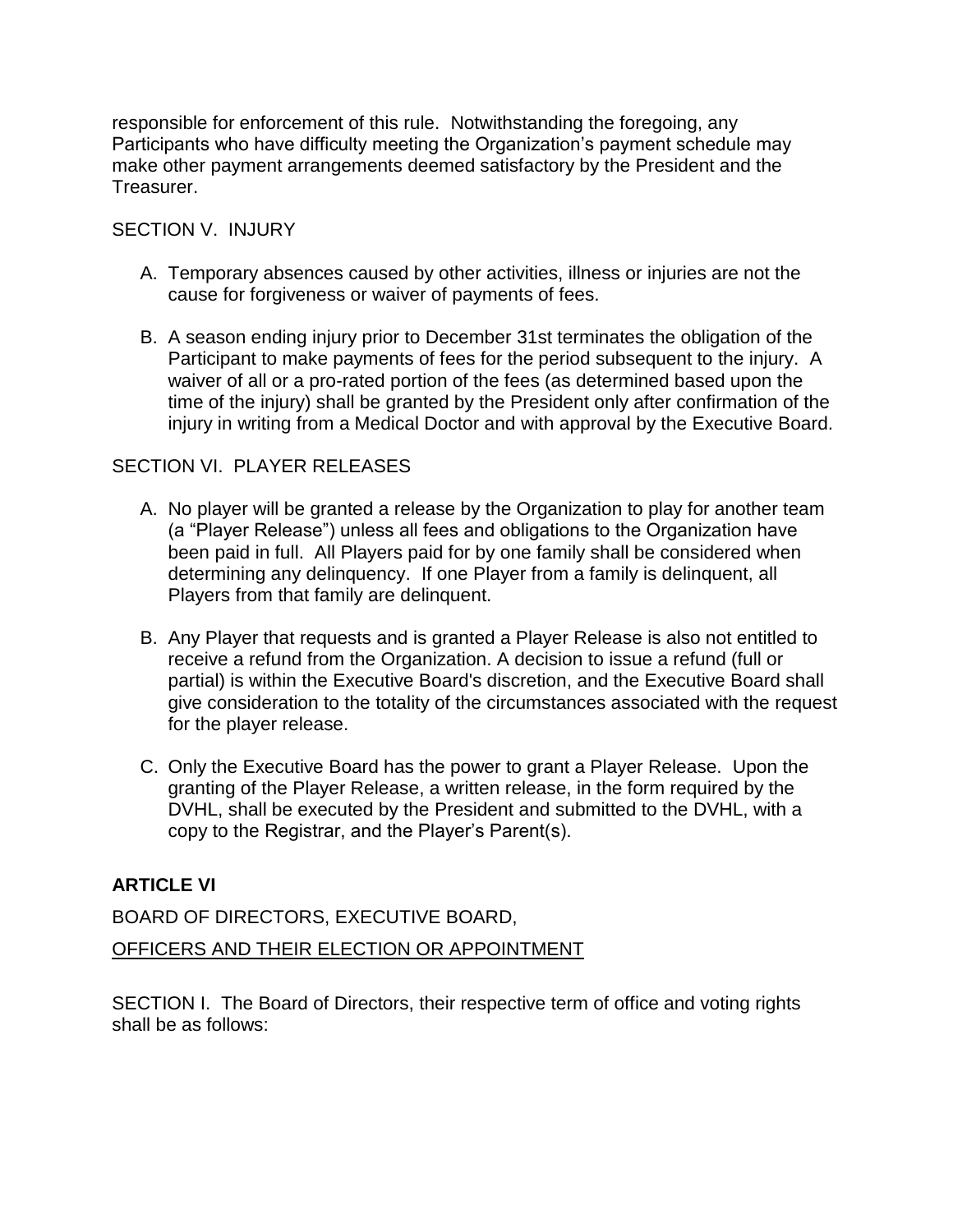responsible for enforcement of this rule. Notwithstanding the foregoing, any Participants who have difficulty meeting the Organization's payment schedule may make other payment arrangements deemed satisfactory by the President and the Treasurer.

SECTION V. INJURY

A. Temporary absences caused by other activities, illness or injuries are not the cause for forgiveness or waiver of payments of fees.

B. A season ending injury prior to December 31st terminates the obligation of the Participant to make payments of fees for the period subsequent to the injury. A waiver of all or a pro-rated portion of the fees (as determined based upon the time of the injury) shall be granted by the President only after confirmation of the injury in writing from a Medical Doctor and with approval by the Executive Board.

SECTION VI. PLAYER RELEASES

A. No player will be granted a release by the Organization to play for another team (a "Player Release") unless all fees and obligations to the Organization have been paid in full. All Players paid for by one family shall be considered when determining any delinquency. If one Player from a family is delinquent, all Players from that family are delinquent.

B. Any Player that requests and is granted a Player Release is also not entitled to receive a refund from the Organization. A decision to issue a refund (full or partial) is within the Executive Board's discretion, and the Executive Board shall give consideration to the totality of the circumstances associated with the request for the player release.

C. Only the Executive Board has the power to grant a Player Release. Upon the granting of the Player Release, a written release, in the form required by the DVHL, shall be executed by the President and submitted to the DVHL, with a copy to the Registrar, and the Player's Parent(s).

## ARTICLE VI

BOARD OF DIRECTORS, EXECUTIVE BOARD,

<u>OFFICERS AND THEIR ELECTION OR APPOINTMENT</u>

SECTION I. The Board of Directors, their respective term of office and voting rights shall be as follows: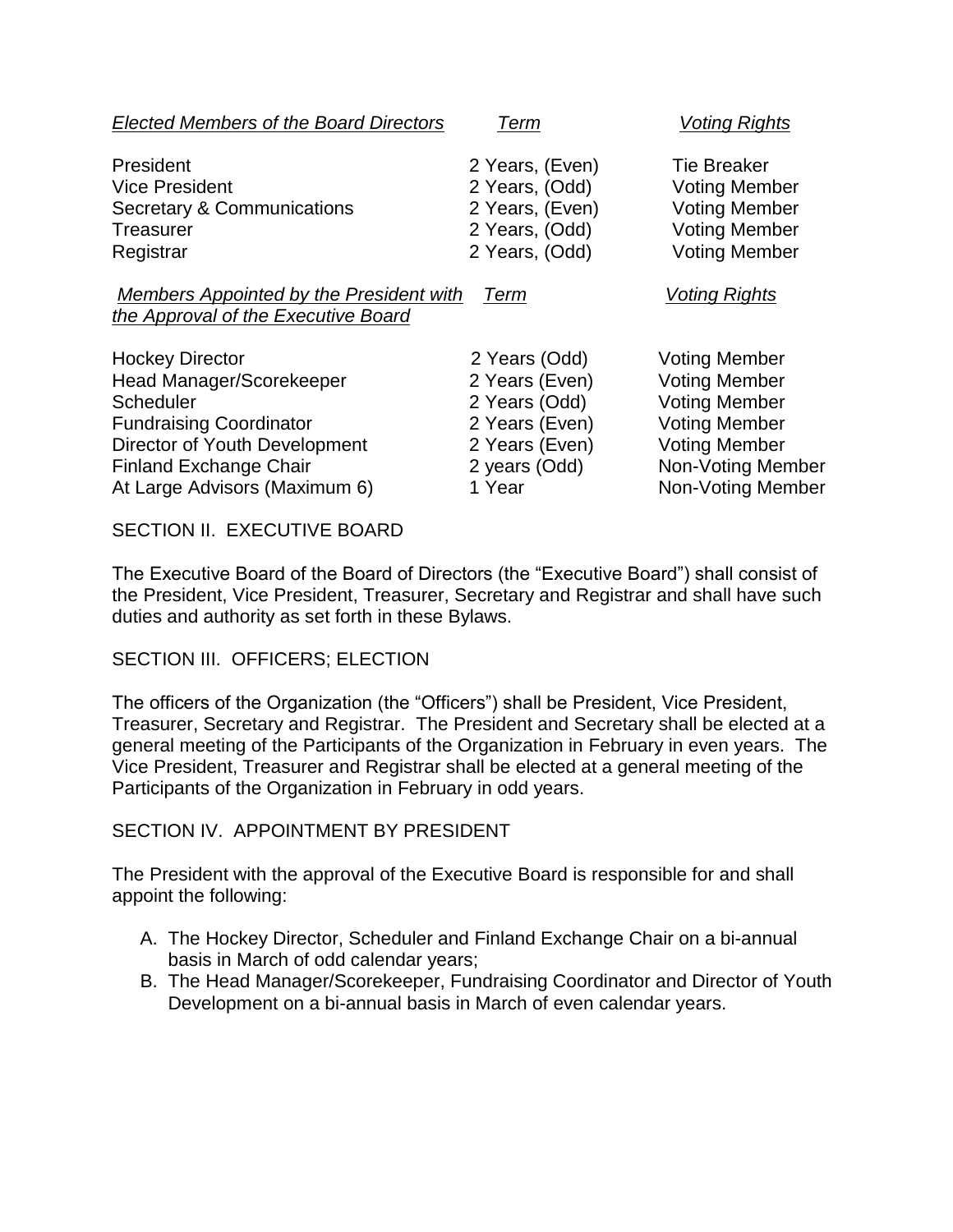| *Elected Members of the Board Directors* | *Term* | *Voting Rights* |
|---|---|---|
| President | 2 Years, (Even) | Tie Breaker |
| Vice President | 2 Years, (Odd) | Voting Member |
| Secretary & Communications | 2 Years, (Even) | Voting Member |
| Treasurer | 2 Years, (Odd) | Voting Member |
| Registrar | 2 Years, (Odd) | Voting Member |

| *Members Appointed by the President with the Approval of the Executive Board* | *Term* | *Voting Rights* |
|---|---|---|
| Hockey Director | 2 Years (Odd) | Voting Member |
| Head Manager/Scorekeeper | 2 Years (Even) | Voting Member |
| Scheduler | 2 Years (Odd) | Voting Member |
| Fundraising Coordinator | 2 Years (Even) | Voting Member |
| Director of Youth Development | 2 Years (Even) | Voting Member |
| Finland Exchange Chair | 2 years (Odd) | Non-Voting Member |
| At Large Advisors (Maximum 6) | 1 Year | Non-Voting Member |

SECTION II. EXECUTIVE BOARD

The Executive Board of the Board of Directors (the "Executive Board") shall consist of the President, Vice President, Treasurer, Secretary and Registrar and shall have such duties and authority as set forth in these Bylaws.

SECTION III. OFFICERS; ELECTION

The officers of the Organization (the "Officers") shall be President, Vice President, Treasurer, Secretary and Registrar. The President and Secretary shall be elected at a general meeting of the Participants of the Organization in February in even years. The Vice President, Treasurer and Registrar shall be elected at a general meeting of the Participants of the Organization in February in odd years.

SECTION IV. APPOINTMENT BY PRESIDENT

The President with the approval of the Executive Board is responsible for and shall appoint the following:

A. The Hockey Director, Scheduler and Finland Exchange Chair on a bi-annual basis in March of odd calendar years;
B. The Head Manager/Scorekeeper, Fundraising Coordinator and Director of Youth Development on a bi-annual basis in March of even calendar years.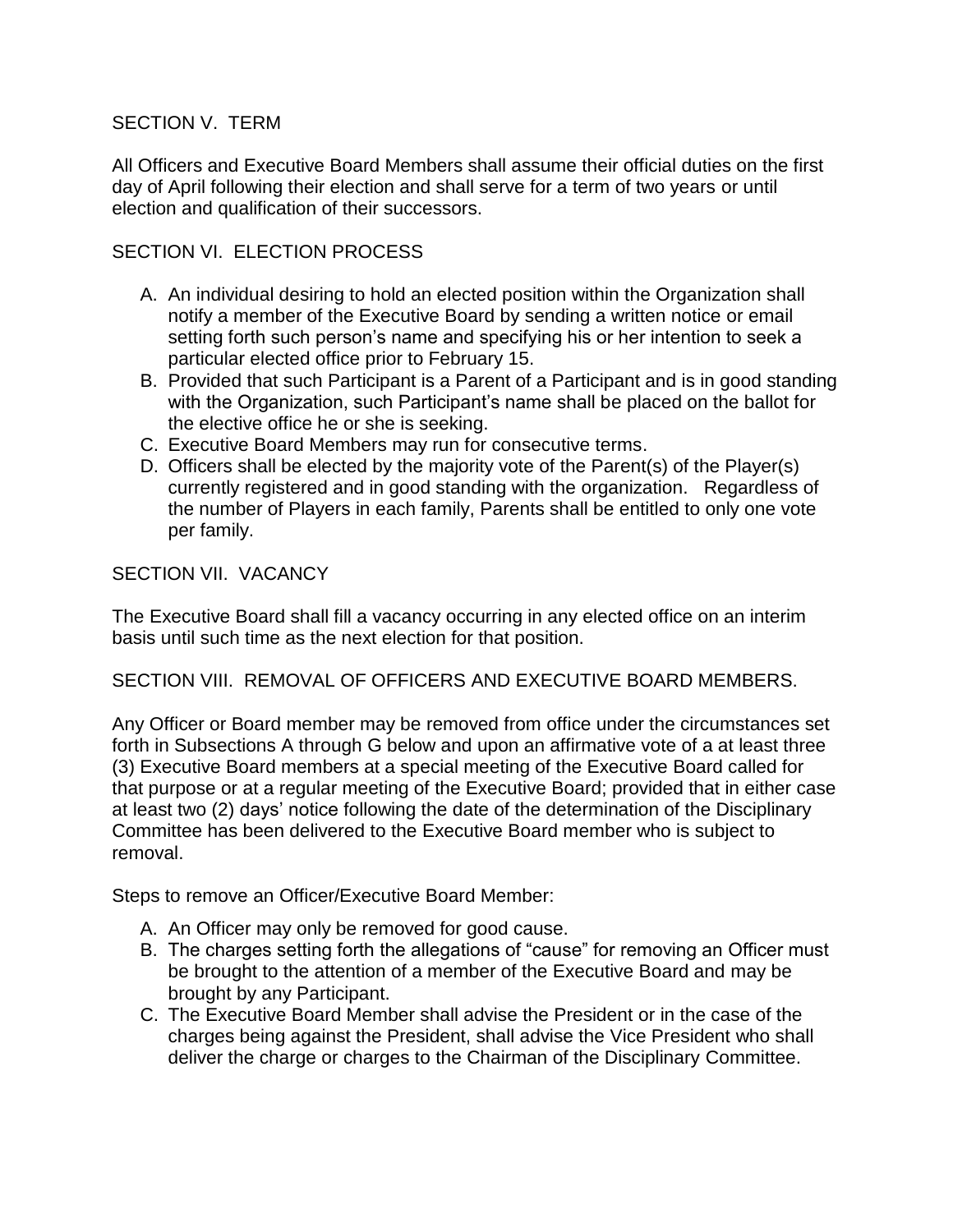## SECTION V. TERM

All Officers and Executive Board Members shall assume their official duties on the first day of April following their election and shall serve for a term of two years or until election and qualification of their successors.

## SECTION VI. ELECTION PROCESS

A. An individual desiring to hold an elected position within the Organization shall notify a member of the Executive Board by sending a written notice or email setting forth such person's name and specifying his or her intention to seek a particular elected office prior to February 15.
B. Provided that such Participant is a Parent of a Participant and is in good standing with the Organization, such Participant's name shall be placed on the ballot for the elective office he or she is seeking.
C. Executive Board Members may run for consecutive terms.
D. Officers shall be elected by the majority vote of the Parent(s) of the Player(s) currently registered and in good standing with the organization. Regardless of the number of Players in each family, Parents shall be entitled to only one vote per family.

## SECTION VII. VACANCY

The Executive Board shall fill a vacancy occurring in any elected office on an interim basis until such time as the next election for that position.

## SECTION VIII. REMOVAL OF OFFICERS AND EXECUTIVE BOARD MEMBERS.

Any Officer or Board member may be removed from office under the circumstances set forth in Subsections A through G below and upon an affirmative vote of a at least three (3) Executive Board members at a special meeting of the Executive Board called for that purpose or at a regular meeting of the Executive Board; provided that in either case at least two (2) days' notice following the date of the determination of the Disciplinary Committee has been delivered to the Executive Board member who is subject to removal.

Steps to remove an Officer/Executive Board Member:

A. An Officer may only be removed for good cause.
B. The charges setting forth the allegations of "cause" for removing an Officer must be brought to the attention of a member of the Executive Board and may be brought by any Participant.
C. The Executive Board Member shall advise the President or in the case of the charges being against the President, shall advise the Vice President who shall deliver the charge or charges to the Chairman of the Disciplinary Committee.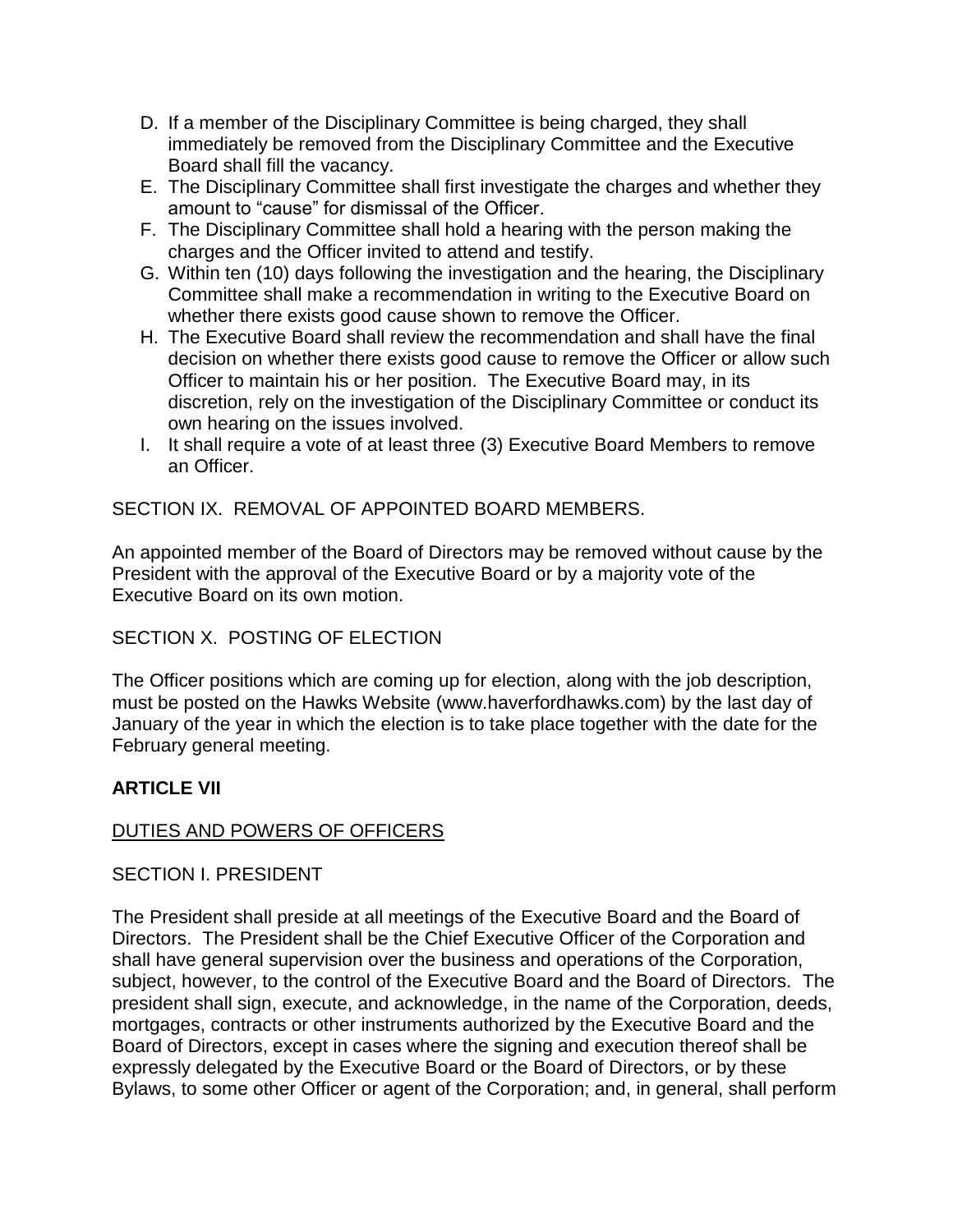D. If a member of the Disciplinary Committee is being charged, they shall immediately be removed from the Disciplinary Committee and the Executive Board shall fill the vacancy.
E. The Disciplinary Committee shall first investigate the charges and whether they amount to "cause" for dismissal of the Officer.
F. The Disciplinary Committee shall hold a hearing with the person making the charges and the Officer invited to attend and testify.
G. Within ten (10) days following the investigation and the hearing, the Disciplinary Committee shall make a recommendation in writing to the Executive Board on whether there exists good cause shown to remove the Officer.
H. The Executive Board shall review the recommendation and shall have the final decision on whether there exists good cause to remove the Officer or allow such Officer to maintain his or her position. The Executive Board may, in its discretion, rely on the investigation of the Disciplinary Committee or conduct its own hearing on the issues involved.
I. It shall require a vote of at least three (3) Executive Board Members to remove an Officer.

SECTION IX. REMOVAL OF APPOINTED BOARD MEMBERS.

An appointed member of the Board of Directors may be removed without cause by the President with the approval of the Executive Board or by a majority vote of the Executive Board on its own motion.

SECTION X. POSTING OF ELECTION

The Officer positions which are coming up for election, along with the job description, must be posted on the Hawks Website (www.haverfordhawks.com) by the last day of January of the year in which the election is to take place together with the date for the February general meeting.

## ARTICLE VII

DUTIES AND POWERS OF OFFICERS

SECTION I. PRESIDENT

The President shall preside at all meetings of the Executive Board and the Board of Directors. The President shall be the Chief Executive Officer of the Corporation and shall have general supervision over the business and operations of the Corporation, subject, however, to the control of the Executive Board and the Board of Directors. The president shall sign, execute, and acknowledge, in the name of the Corporation, deeds, mortgages, contracts or other instruments authorized by the Executive Board and the Board of Directors, except in cases where the signing and execution thereof shall be expressly delegated by the Executive Board or the Board of Directors, or by these Bylaws, to some other Officer or agent of the Corporation; and, in general, shall perform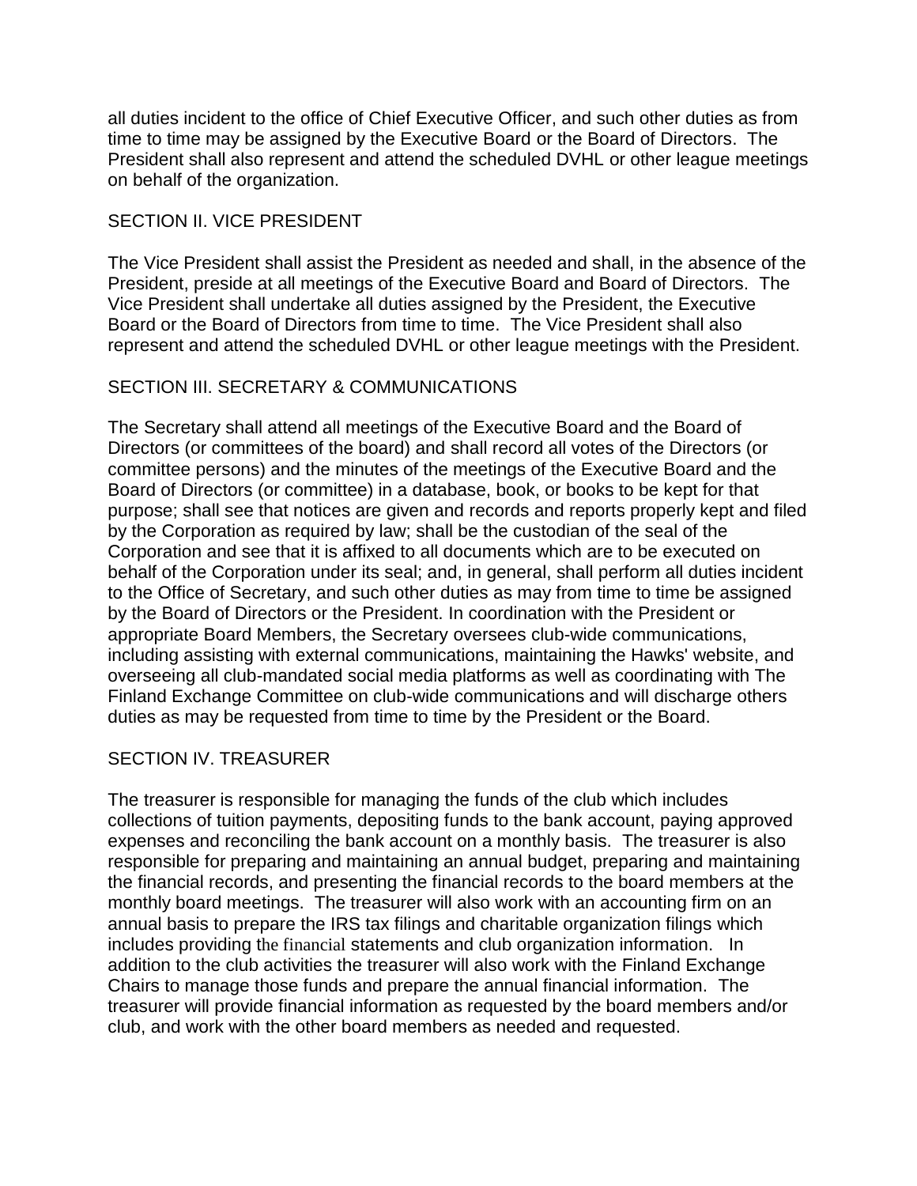all duties incident to the office of Chief Executive Officer, and such other duties as from time to time may be assigned by the Executive Board or the Board of Directors. The President shall also represent and attend the scheduled DVHL or other league meetings on behalf of the organization.

## SECTION II. VICE PRESIDENT

The Vice President shall assist the President as needed and shall, in the absence of the President, preside at all meetings of the Executive Board and Board of Directors. The Vice President shall undertake all duties assigned by the President, the Executive Board or the Board of Directors from time to time. The Vice President shall also represent and attend the scheduled DVHL or other league meetings with the President.

## SECTION III. SECRETARY & COMMUNICATIONS

The Secretary shall attend all meetings of the Executive Board and the Board of Directors (or committees of the board) and shall record all votes of the Directors (or committee persons) and the minutes of the meetings of the Executive Board and the Board of Directors (or committee) in a database, book, or books to be kept for that purpose; shall see that notices are given and records and reports properly kept and filed by the Corporation as required by law; shall be the custodian of the seal of the Corporation and see that it is affixed to all documents which are to be executed on behalf of the Corporation under its seal; and, in general, shall perform all duties incident to the Office of Secretary, and such other duties as may from time to time be assigned by the Board of Directors or the President. In coordination with the President or appropriate Board Members, the Secretary oversees club-wide communications, including assisting with external communications, maintaining the Hawks' website, and overseeing all club-mandated social media platforms as well as coordinating with The Finland Exchange Committee on club-wide communications and will discharge others duties as may be requested from time to time by the President or the Board.

## SECTION IV. TREASURER

The treasurer is responsible for managing the funds of the club which includes collections of tuition payments, depositing funds to the bank account, paying approved expenses and reconciling the bank account on a monthly basis. The treasurer is also responsible for preparing and maintaining an annual budget, preparing and maintaining the financial records, and presenting the financial records to the board members at the monthly board meetings. The treasurer will also work with an accounting firm on an annual basis to prepare the IRS tax filings and charitable organization filings which includes providing the financial statements and club organization information. In addition to the club activities the treasurer will also work with the Finland Exchange Chairs to manage those funds and prepare the annual financial information. The treasurer will provide financial information as requested by the board members and/or club, and work with the other board members as needed and requested.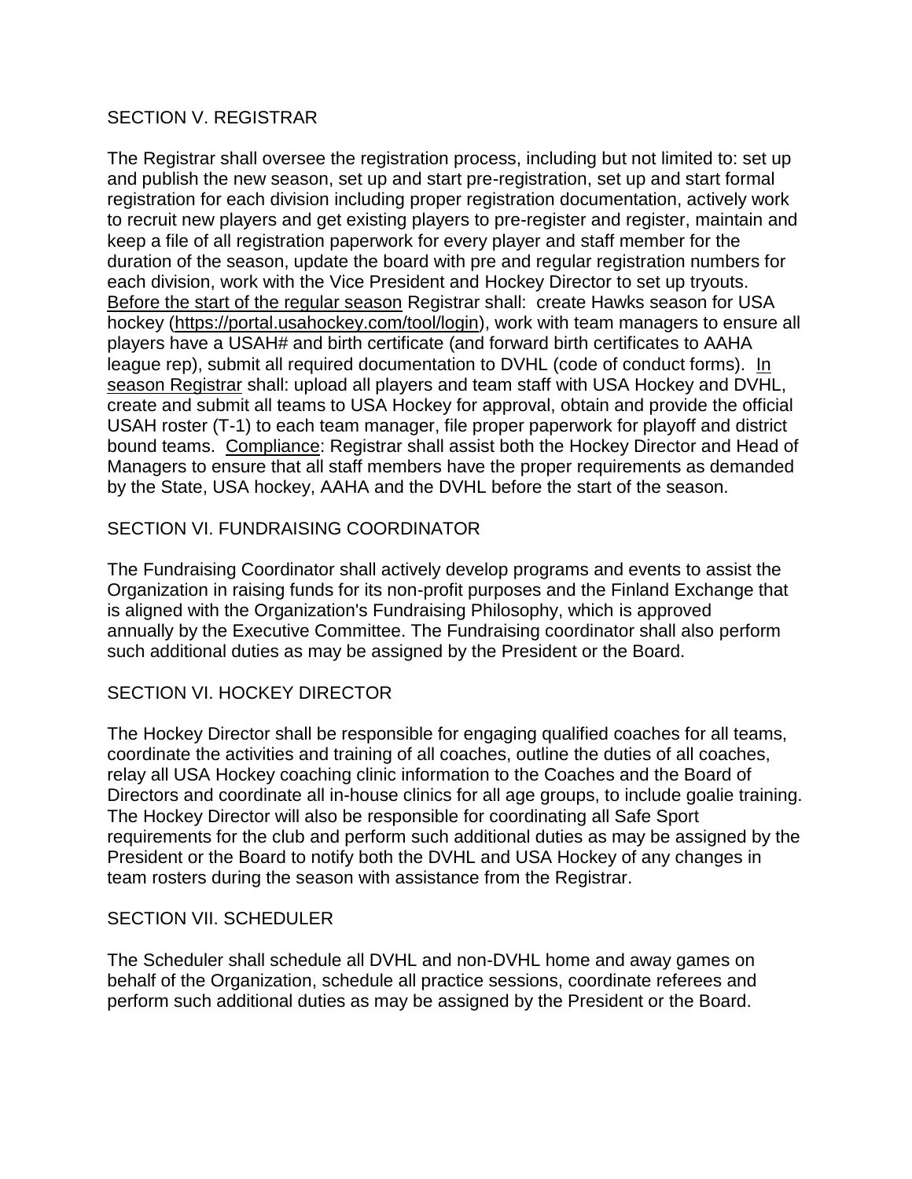## SECTION V. REGISTRAR

The Registrar shall oversee the registration process, including but not limited to: set up and publish the new season, set up and start pre-registration, set up and start formal registration for each division including proper registration documentation, actively work to recruit new players and get existing players to pre-register and register, maintain and keep a file of all registration paperwork for every player and staff member for the duration of the season, update the board with pre and regular registration numbers for each division, work with the Vice President and Hockey Director to set up tryouts. Before the start of the regular season Registrar shall: create Hawks season for USA hockey (https://portal.usahockey.com/tool/login), work with team managers to ensure all players have a USAH# and birth certificate (and forward birth certificates to AAHA league rep), submit all required documentation to DVHL (code of conduct forms). In season Registrar shall: upload all players and team staff with USA Hockey and DVHL, create and submit all teams to USA Hockey for approval, obtain and provide the official USAH roster (T-1) to each team manager, file proper paperwork for playoff and district bound teams. Compliance: Registrar shall assist both the Hockey Director and Head of Managers to ensure that all staff members have the proper requirements as demanded by the State, USA hockey, AAHA and the DVHL before the start of the season.

## SECTION VI. FUNDRAISING COORDINATOR

The Fundraising Coordinator shall actively develop programs and events to assist the Organization in raising funds for its non-profit purposes and the Finland Exchange that is aligned with the Organization's Fundraising Philosophy, which is approved annually by the Executive Committee. The Fundraising coordinator shall also perform such additional duties as may be assigned by the President or the Board.

## SECTION VI. HOCKEY DIRECTOR

The Hockey Director shall be responsible for engaging qualified coaches for all teams, coordinate the activities and training of all coaches, outline the duties of all coaches, relay all USA Hockey coaching clinic information to the Coaches and the Board of Directors and coordinate all in-house clinics for all age groups, to include goalie training. The Hockey Director will also be responsible for coordinating all Safe Sport requirements for the club and perform such additional duties as may be assigned by the President or the Board to notify both the DVHL and USA Hockey of any changes in team rosters during the season with assistance from the Registrar.

## SECTION VII. SCHEDULER

The Scheduler shall schedule all DVHL and non-DVHL home and away games on behalf of the Organization, schedule all practice sessions, coordinate referees and perform such additional duties as may be assigned by the President or the Board.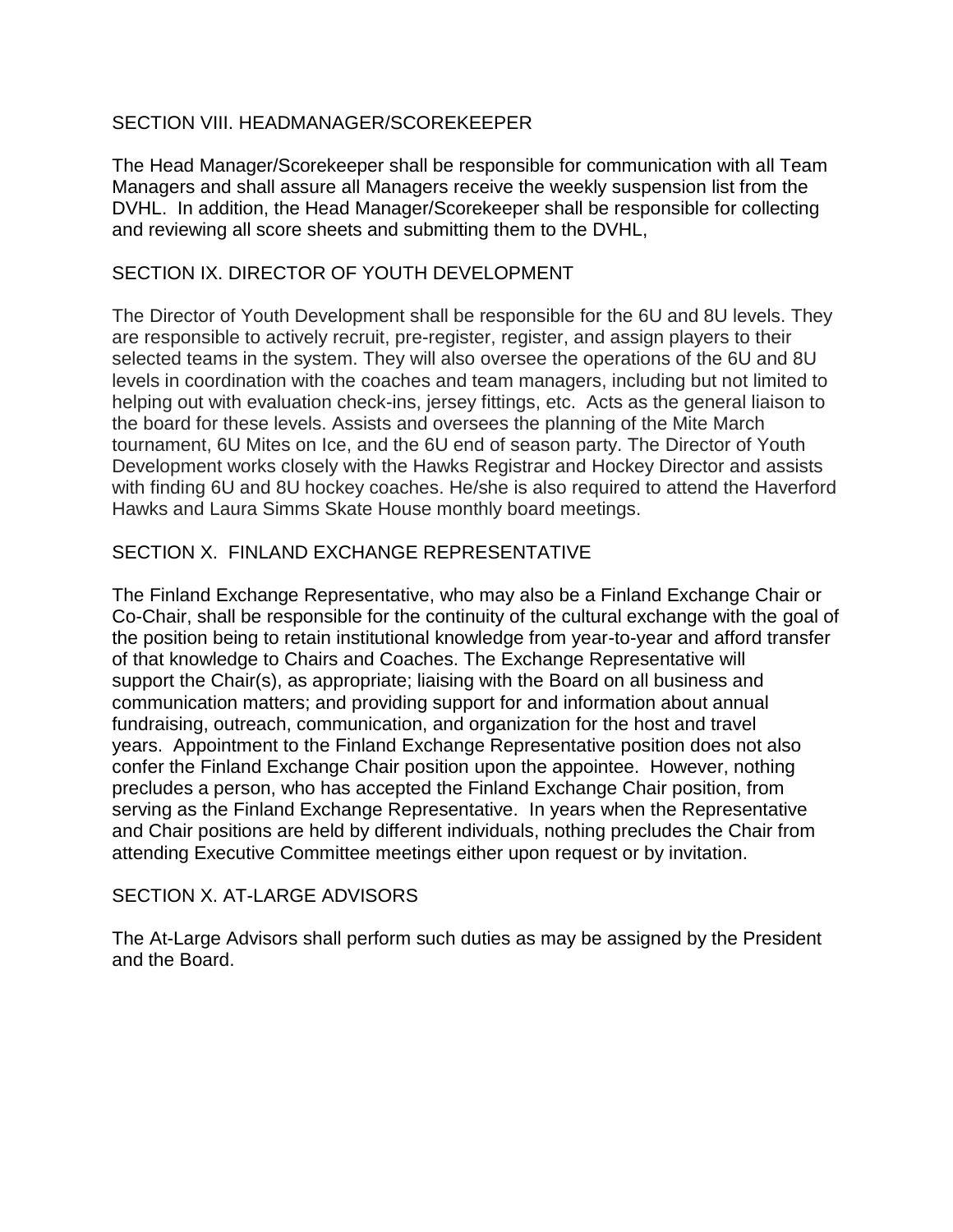## SECTION VIII. HEADMANAGER/SCOREKEEPER

The Head Manager/Scorekeeper shall be responsible for communication with all Team Managers and shall assure all Managers receive the weekly suspension list from the DVHL. In addition, the Head Manager/Scorekeeper shall be responsible for collecting and reviewing all score sheets and submitting them to the DVHL,

## SECTION IX. DIRECTOR OF YOUTH DEVELOPMENT

The Director of Youth Development shall be responsible for the 6U and 8U levels. They are responsible to actively recruit, pre-register, register, and assign players to their selected teams in the system. They will also oversee the operations of the 6U and 8U levels in coordination with the coaches and team managers, including but not limited to helping out with evaluation check-ins, jersey fittings, etc. Acts as the general liaison to the board for these levels. Assists and oversees the planning of the Mite March tournament, 6U Mites on Ice, and the 6U end of season party. The Director of Youth Development works closely with the Hawks Registrar and Hockey Director and assists with finding 6U and 8U hockey coaches. He/she is also required to attend the Haverford Hawks and Laura Simms Skate House monthly board meetings.

## SECTION X. FINLAND EXCHANGE REPRESENTATIVE

The Finland Exchange Representative, who may also be a Finland Exchange Chair or Co-Chair, shall be responsible for the continuity of the cultural exchange with the goal of the position being to retain institutional knowledge from year-to-year and afford transfer of that knowledge to Chairs and Coaches. The Exchange Representative will support the Chair(s), as appropriate; liaising with the Board on all business and communication matters; and providing support for and information about annual fundraising, outreach, communication, and organization for the host and travel years. Appointment to the Finland Exchange Representative position does not also confer the Finland Exchange Chair position upon the appointee. However, nothing precludes a person, who has accepted the Finland Exchange Chair position, from serving as the Finland Exchange Representative. In years when the Representative and Chair positions are held by different individuals, nothing precludes the Chair from attending Executive Committee meetings either upon request or by invitation.

## SECTION X. AT-LARGE ADVISORS

The At-Large Advisors shall perform such duties as may be assigned by the President and the Board.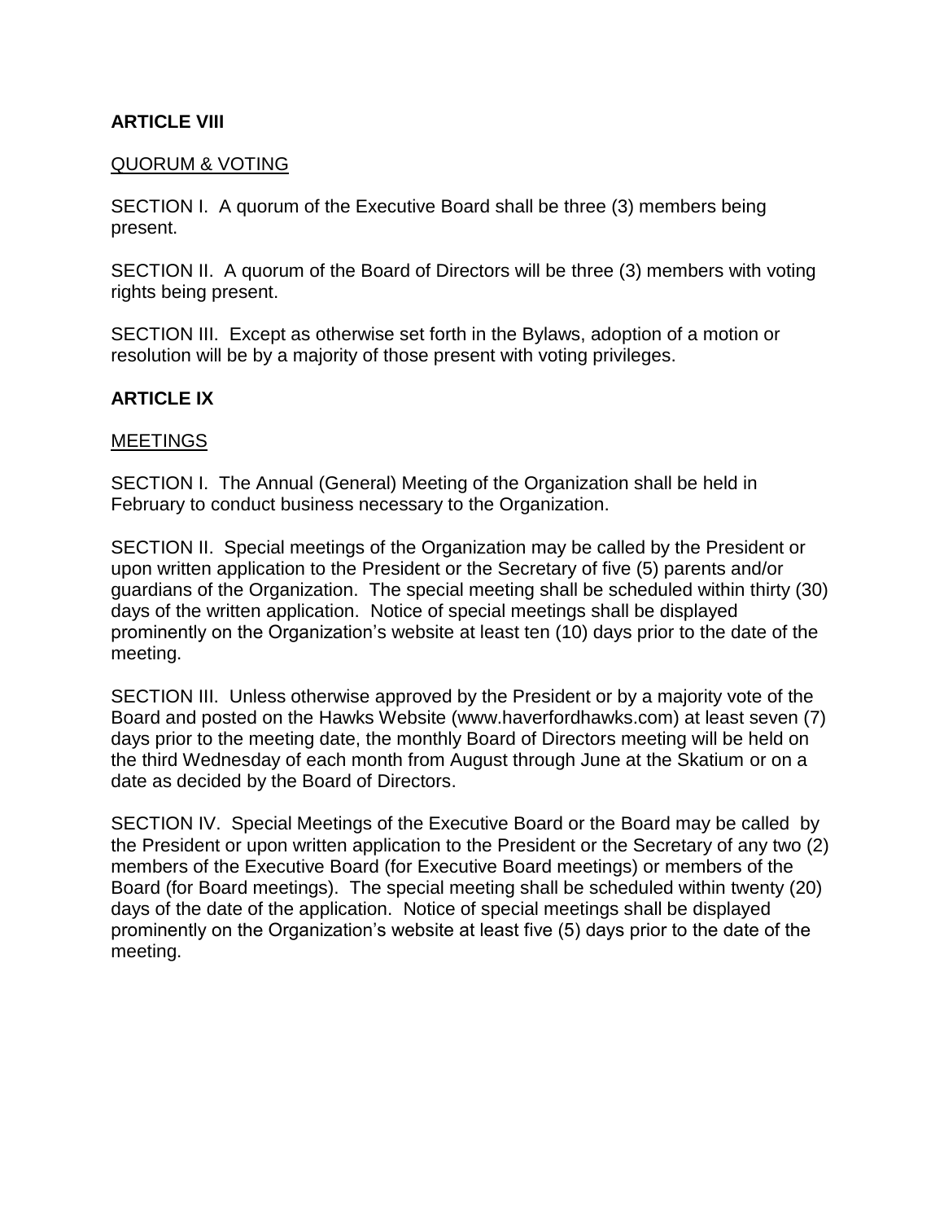**ARTICLE VIII**

QUORUM & VOTING

SECTION I. A quorum of the Executive Board shall be three (3) members being present.

SECTION II. A quorum of the Board of Directors will be three (3) members with voting rights being present.

SECTION III. Except as otherwise set forth in the Bylaws, adoption of a motion or resolution will be by a majority of those present with voting privileges.

**ARTICLE IX**

MEETINGS

SECTION I. The Annual (General) Meeting of the Organization shall be held in February to conduct business necessary to the Organization.

SECTION II. Special meetings of the Organization may be called by the President or upon written application to the President or the Secretary of five (5) parents and/or guardians of the Organization. The special meeting shall be scheduled within thirty (30) days of the written application. Notice of special meetings shall be displayed prominently on the Organization's website at least ten (10) days prior to the date of the meeting.

SECTION III. Unless otherwise approved by the President or by a majority vote of the Board and posted on the Hawks Website (www.haverfordhawks.com) at least seven (7) days prior to the meeting date, the monthly Board of Directors meeting will be held on the third Wednesday of each month from August through June at the Skatium or on a date as decided by the Board of Directors.

SECTION IV. Special Meetings of the Executive Board or the Board may be called by the President or upon written application to the President or the Secretary of any two (2) members of the Executive Board (for Executive Board meetings) or members of the Board (for Board meetings). The special meeting shall be scheduled within twenty (20) days of the date of the application. Notice of special meetings shall be displayed prominently on the Organization's website at least five (5) days prior to the date of the meeting.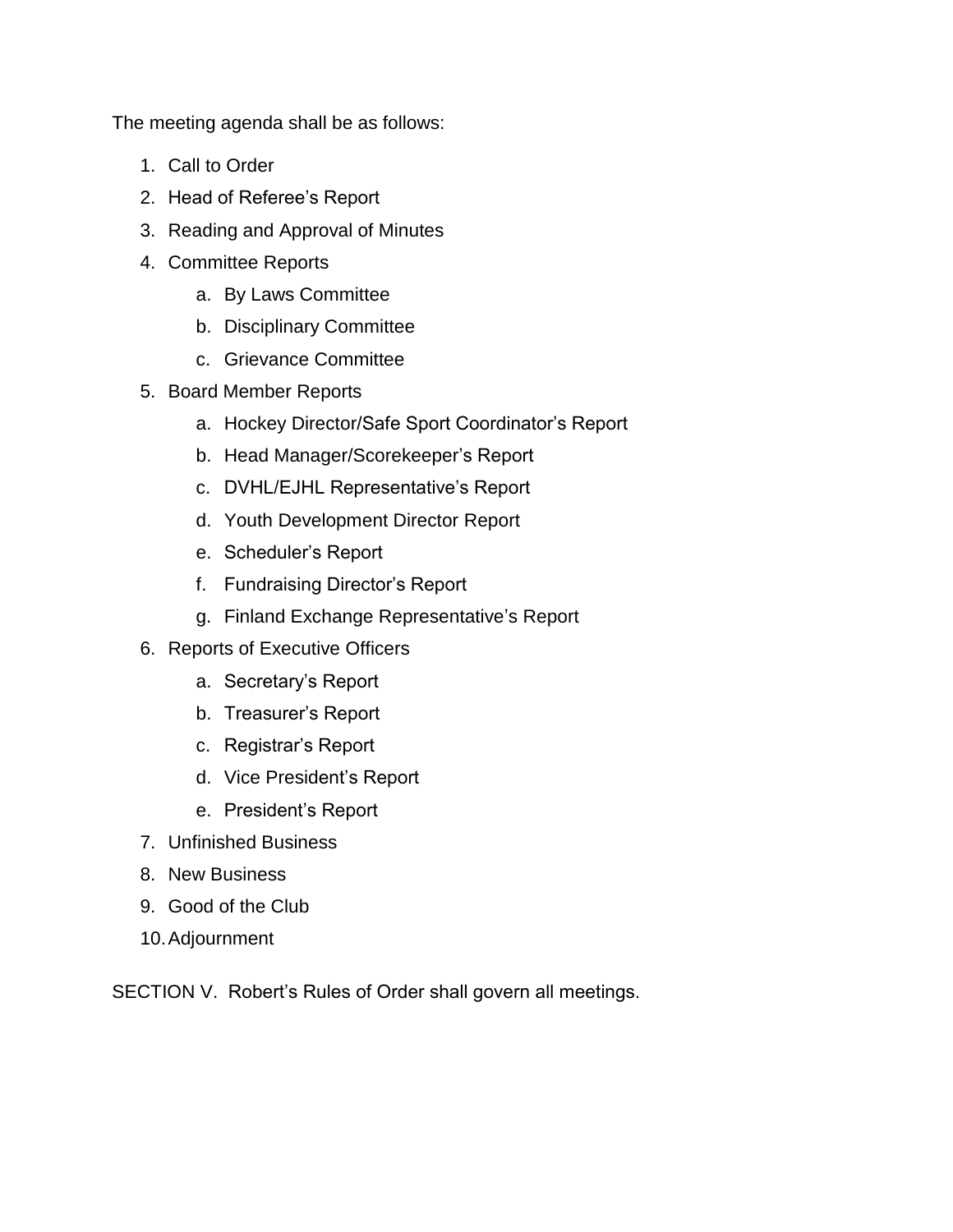The meeting agenda shall be as follows:

1. Call to Order
2. Head of Referee's Report
3. Reading and Approval of Minutes
4. Committee Reports
    a. By Laws Committee
    b. Disciplinary Committee
    c. Grievance Committee
5. Board Member Reports
    a. Hockey Director/Safe Sport Coordinator's Report
    b. Head Manager/Scorekeeper's Report
    c. DVHL/EJHL Representative's Report
    d. Youth Development Director Report
    e. Scheduler's Report
    f. Fundraising Director's Report
    g. Finland Exchange Representative's Report
6. Reports of Executive Officers
    a. Secretary's Report
    b. Treasurer's Report
    c. Registrar's Report
    d. Vice President's Report
    e. President's Report
7. Unfinished Business
8. New Business
9. Good of the Club
10. Adjournment

SECTION V. Robert's Rules of Order shall govern all meetings.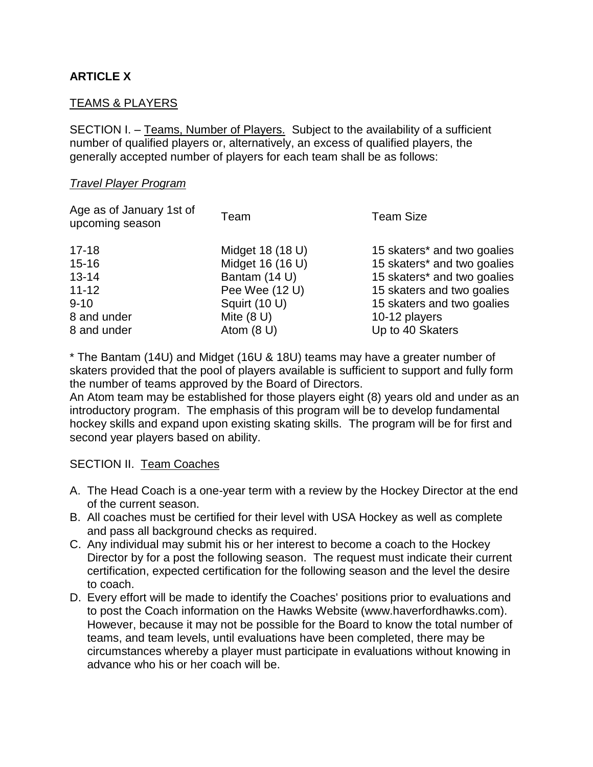**ARTICLE X**

TEAMS & PLAYERS

SECTION I. – Teams, Number of Players. Subject to the availability of a sufficient number of qualified players or, alternatively, an excess of qualified players, the generally accepted number of players for each team shall be as follows:

*Travel Player Program*

| Age as of January 1st of upcoming season | Team | Team Size |
|---|---|---|
| 17-18 | Midget 18 (18 U) | 15 skaters* and two goalies |
| 15-16 | Midget 16 (16 U) | 15 skaters* and two goalies |
| 13-14 | Bantam (14 U) | 15 skaters* and two goalies |
| 11-12 | Pee Wee (12 U) | 15 skaters and two goalies |
| 9-10 | Squirt (10 U) | 15 skaters and two goalies |
| 8 and under | Mite (8 U) | 10-12 players |
| 8 and under | Atom (8 U) | Up to 40 Skaters |

* The Bantam (14U) and Midget (16U & 18U) teams may have a greater number of skaters provided that the pool of players available is sufficient to support and fully form the number of teams approved by the Board of Directors.
An Atom team may be established for those players eight (8) years old and under as an introductory program. The emphasis of this program will be to develop fundamental hockey skills and expand upon existing skating skills. The program will be for first and second year players based on ability.

SECTION II. Team Coaches

A. The Head Coach is a one-year term with a review by the Hockey Director at the end of the current season.
B. All coaches must be certified for their level with USA Hockey as well as complete and pass all background checks as required.
C. Any individual may submit his or her interest to become a coach to the Hockey Director by for a post the following season. The request must indicate their current certification, expected certification for the following season and the level the desire to coach.
D. Every effort will be made to identify the Coaches' positions prior to evaluations and to post the Coach information on the Hawks Website (www.haverfordhawks.com). However, because it may not be possible for the Board to know the total number of teams, and team levels, until evaluations have been completed, there may be circumstances whereby a player must participate in evaluations without knowing in advance who his or her coach will be.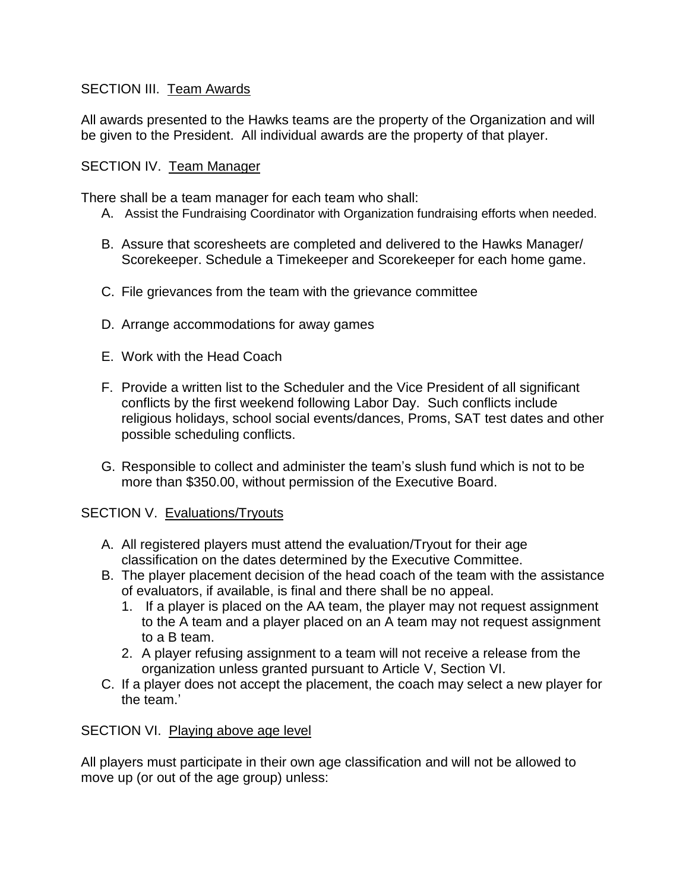SECTION III. <u>Team Awards</u>

All awards presented to the Hawks teams are the property of the Organization and will be given to the President. All individual awards are the property of that player.

SECTION IV. <u>Team Manager</u>

There shall be a team manager for each team who shall:

A. Assist the Fundraising Coordinator with Organization fundraising efforts when needed.

B. Assure that scoresheets are completed and delivered to the Hawks Manager/ Scorekeeper. Schedule a Timekeeper and Scorekeeper for each home game.

C. File grievances from the team with the grievance committee

D. Arrange accommodations for away games

E. Work with the Head Coach

F. Provide a written list to the Scheduler and the Vice President of all significant conflicts by the first weekend following Labor Day. Such conflicts include religious holidays, school social events/dances, Proms, SAT test dates and other possible scheduling conflicts.

G. Responsible to collect and administer the team's slush fund which is not to be more than $350.00, without permission of the Executive Board.

SECTION V. <u>Evaluations/Tryouts</u>

A. All registered players must attend the evaluation/Tryout for their age classification on the dates determined by the Executive Committee.
B. The player placement decision of the head coach of the team with the assistance of evaluators, if available, is final and there shall be no appeal.
    1. If a player is placed on the AA team, the player may not request assignment to the A team and a player placed on an A team may not request assignment to a B team.
    2. A player refusing assignment to a team will not receive a release from the organization unless granted pursuant to Article V, Section VI.
C. If a player does not accept the placement, the coach may select a new player for the team.'

SECTION VI. <u>Playing above age level</u>

All players must participate in their own age classification and will not be allowed to move up (or out of the age group) unless: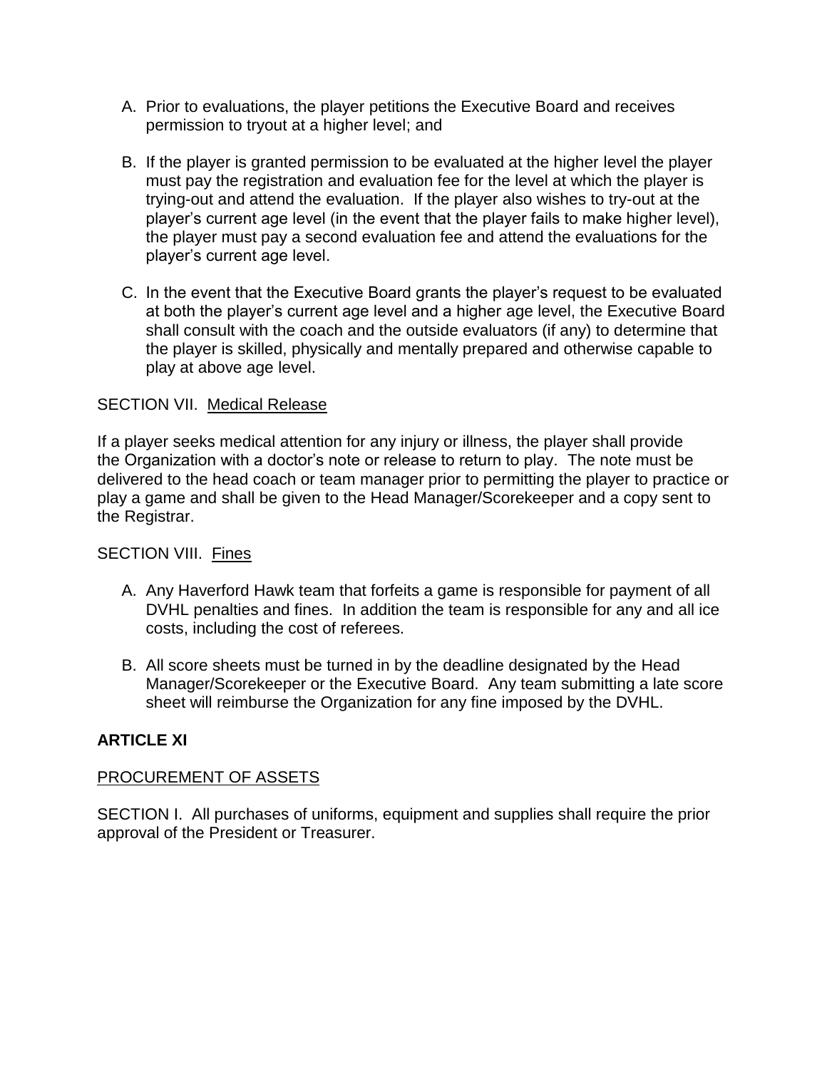A. Prior to evaluations, the player petitions the Executive Board and receives permission to tryout at a higher level; and

B. If the player is granted permission to be evaluated at the higher level the player must pay the registration and evaluation fee for the level at which the player is trying-out and attend the evaluation. If the player also wishes to try-out at the player's current age level (in the event that the player fails to make higher level), the player must pay a second evaluation fee and attend the evaluations for the player's current age level.

C. In the event that the Executive Board grants the player's request to be evaluated at both the player's current age level and a higher age level, the Executive Board shall consult with the coach and the outside evaluators (if any) to determine that the player is skilled, physically and mentally prepared and otherwise capable to play at above age level.

SECTION VII. <u>Medical Release</u>

If a player seeks medical attention for any injury or illness, the player shall provide the Organization with a doctor's note or release to return to play. The note must be delivered to the head coach or team manager prior to permitting the player to practice or play a game and shall be given to the Head Manager/Scorekeeper and a copy sent to the Registrar.

SECTION VIII. <u>Fines</u>

A. Any Haverford Hawk team that forfeits a game is responsible for payment of all DVHL penalties and fines. In addition the team is responsible for any and all ice costs, including the cost of referees.

B. All score sheets must be turned in by the deadline designated by the Head Manager/Scorekeeper or the Executive Board. Any team submitting a late score sheet will reimburse the Organization for any fine imposed by the DVHL.

## ARTICLE XI

<u>PROCUREMENT OF ASSETS</u>

SECTION I. All purchases of uniforms, equipment and supplies shall require the prior approval of the President or Treasurer.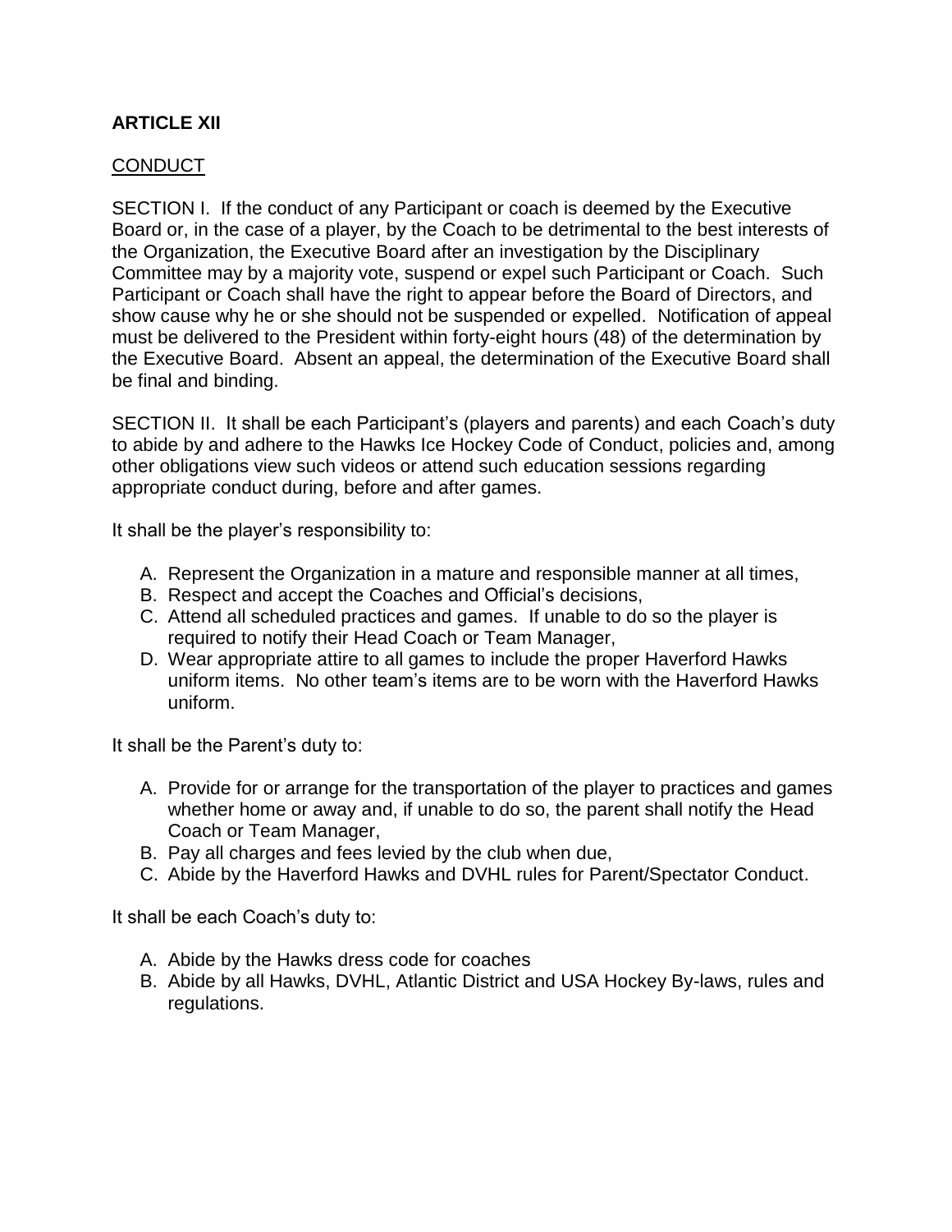**ARTICLE XII**

CONDUCT

SECTION I. If the conduct of any Participant or coach is deemed by the Executive Board or, in the case of a player, by the Coach to be detrimental to the best interests of the Organization, the Executive Board after an investigation by the Disciplinary Committee may by a majority vote, suspend or expel such Participant or Coach. Such Participant or Coach shall have the right to appear before the Board of Directors, and show cause why he or she should not be suspended or expelled. Notification of appeal must be delivered to the President within forty-eight hours (48) of the determination by the Executive Board. Absent an appeal, the determination of the Executive Board shall be final and binding.

SECTION II. It shall be each Participant's (players and parents) and each Coach's duty to abide by and adhere to the Hawks Ice Hockey Code of Conduct, policies and, among other obligations view such videos or attend such education sessions regarding appropriate conduct during, before and after games.

It shall be the player's responsibility to:

A. Represent the Organization in a mature and responsible manner at all times,
B. Respect and accept the Coaches and Official's decisions,
C. Attend all scheduled practices and games. If unable to do so the player is required to notify their Head Coach or Team Manager,
D. Wear appropriate attire to all games to include the proper Haverford Hawks uniform items. No other team's items are to be worn with the Haverford Hawks uniform.

It shall be the Parent's duty to:

A. Provide for or arrange for the transportation of the player to practices and games whether home or away and, if unable to do so, the parent shall notify the Head Coach or Team Manager,
B. Pay all charges and fees levied by the club when due,
C. Abide by the Haverford Hawks and DVHL rules for Parent/Spectator Conduct.

It shall be each Coach's duty to:

A. Abide by the Hawks dress code for coaches
B. Abide by all Hawks, DVHL, Atlantic District and USA Hockey By-laws, rules and regulations.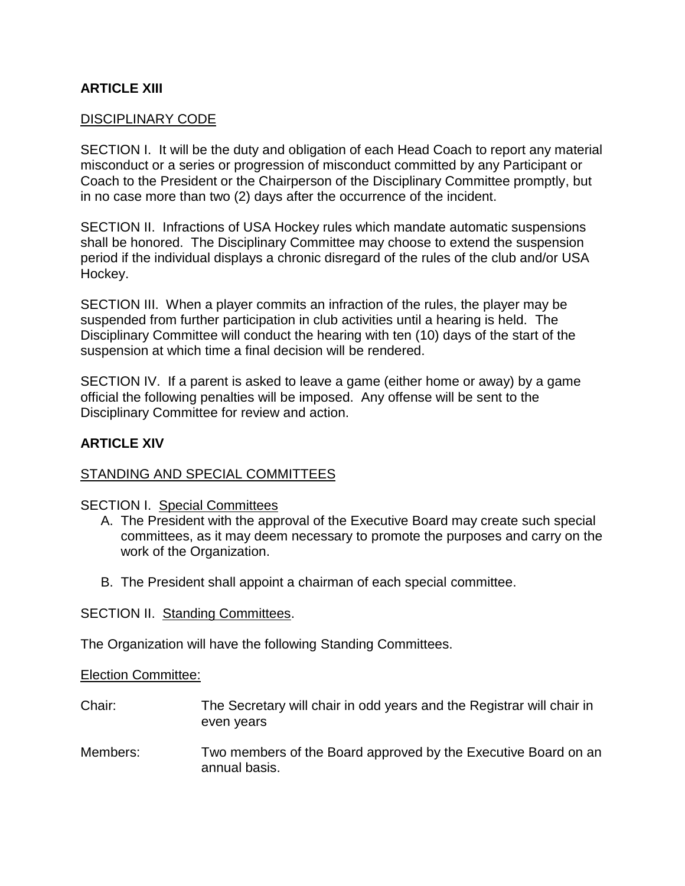**ARTICLE XIII**

<u>DISCIPLINARY CODE</u>

SECTION I. It will be the duty and obligation of each Head Coach to report any material misconduct or a series or progression of misconduct committed by any Participant or Coach to the President or the Chairperson of the Disciplinary Committee promptly, but in no case more than two (2) days after the occurrence of the incident.

SECTION II. Infractions of USA Hockey rules which mandate automatic suspensions shall be honored. The Disciplinary Committee may choose to extend the suspension period if the individual displays a chronic disregard of the rules of the club and/or USA Hockey.

SECTION III. When a player commits an infraction of the rules, the player may be suspended from further participation in club activities until a hearing is held. The Disciplinary Committee will conduct the hearing with ten (10) days of the start of the suspension at which time a final decision will be rendered.

SECTION IV. If a parent is asked to leave a game (either home or away) by a game official the following penalties will be imposed. Any offense will be sent to the Disciplinary Committee for review and action.

**ARTICLE XIV**

<u>STANDING AND SPECIAL COMMITTEES</u>

SECTION I. <u>Special Committees</u>

A. The President with the approval of the Executive Board may create such special committees, as it may deem necessary to promote the purposes and carry on the work of the Organization.

B. The President shall appoint a chairman of each special committee.

SECTION II. <u>Standing Committees</u>.

The Organization will have the following Standing Committees.

<u>Election Committee:</u>

Chair: The Secretary will chair in odd years and the Registrar will chair in even years

Members: Two members of the Board approved by the Executive Board on an annual basis.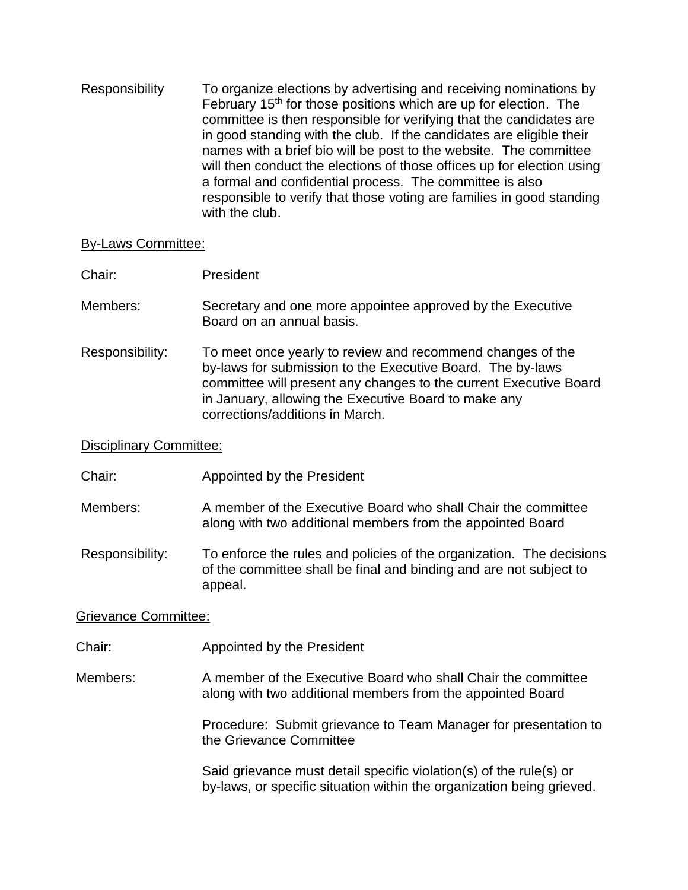Responsibility: To organize elections by advertising and receiving nominations by February 15th for those positions which are up for election. The committee is then responsible for verifying that the candidates are in good standing with the club. If the candidates are eligible their names with a brief bio will be post to the website. The committee will then conduct the elections of those offices up for election using a formal and confidential process. The committee is also responsible to verify that those voting are families in good standing with the club.

<u>By-Laws Committee:</u>

Chair: President

Members: Secretary and one more appointee approved by the Executive Board on an annual basis.

Responsibility: To meet once yearly to review and recommend changes of the by-laws for submission to the Executive Board. The by-laws committee will present any changes to the current Executive Board in January, allowing the Executive Board to make any corrections/additions in March.

<u>Disciplinary Committee:</u>

Chair: Appointed by the President

Members: A member of the Executive Board who shall Chair the committee along with two additional members from the appointed Board

Responsibility: To enforce the rules and policies of the organization. The decisions of the committee shall be final and binding and are not subject to appeal.

<u>Grievance Committee:</u>

Chair: Appointed by the President

Members: A member of the Executive Board who shall Chair the committee along with two additional members from the appointed Board

Procedure: Submit grievance to Team Manager for presentation to the Grievance Committee

Said grievance must detail specific violation(s) of the rule(s) or by-laws, or specific situation within the organization being grieved.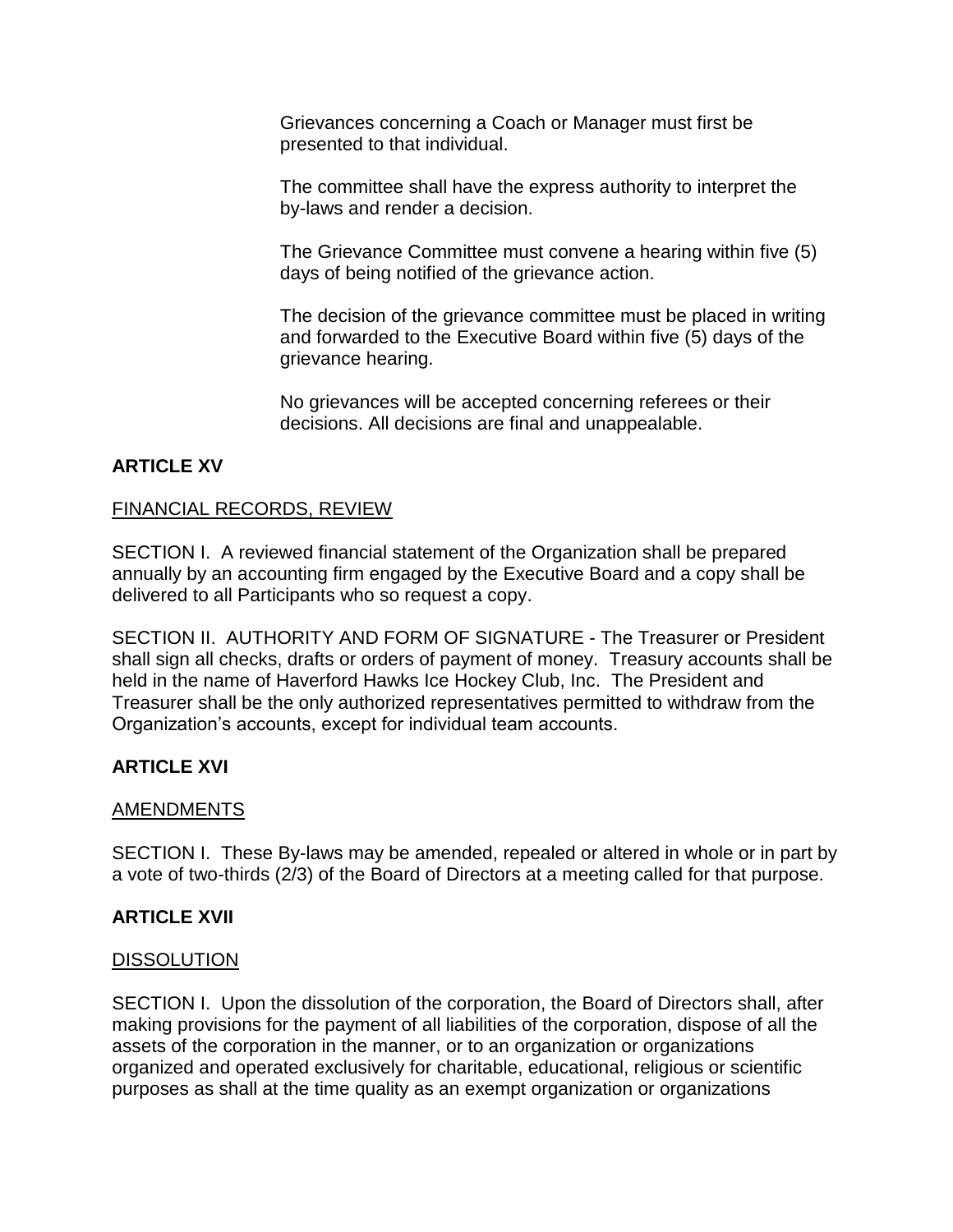Grievances concerning a Coach or Manager must first be presented to that individual.

The committee shall have the express authority to interpret the by-laws and render a decision.

The Grievance Committee must convene a hearing within five (5) days of being notified of the grievance action.

The decision of the grievance committee must be placed in writing and forwarded to the Executive Board within five (5) days of the grievance hearing.

No grievances will be accepted concerning referees or their decisions. All decisions are final and unappealable.

**ARTICLE XV**

<u>FINANCIAL RECORDS, REVIEW</u>

SECTION I. A reviewed financial statement of the Organization shall be prepared annually by an accounting firm engaged by the Executive Board and a copy shall be delivered to all Participants who so request a copy.

SECTION II. AUTHORITY AND FORM OF SIGNATURE - The Treasurer or President shall sign all checks, drafts or orders of payment of money. Treasury accounts shall be held in the name of Haverford Hawks Ice Hockey Club, Inc. The President and Treasurer shall be the only authorized representatives permitted to withdraw from the Organization's accounts, except for individual team accounts.

**ARTICLE XVI**

<u>AMENDMENTS</u>

SECTION I. These By-laws may be amended, repealed or altered in whole or in part by a vote of two-thirds (2/3) of the Board of Directors at a meeting called for that purpose.

**ARTICLE XVII**

<u>DISSOLUTION</u>

SECTION I. Upon the dissolution of the corporation, the Board of Directors shall, after making provisions for the payment of all liabilities of the corporation, dispose of all the assets of the corporation in the manner, or to an organization or organizations organized and operated exclusively for charitable, educational, religious or scientific purposes as shall at the time quality as an exempt organization or organizations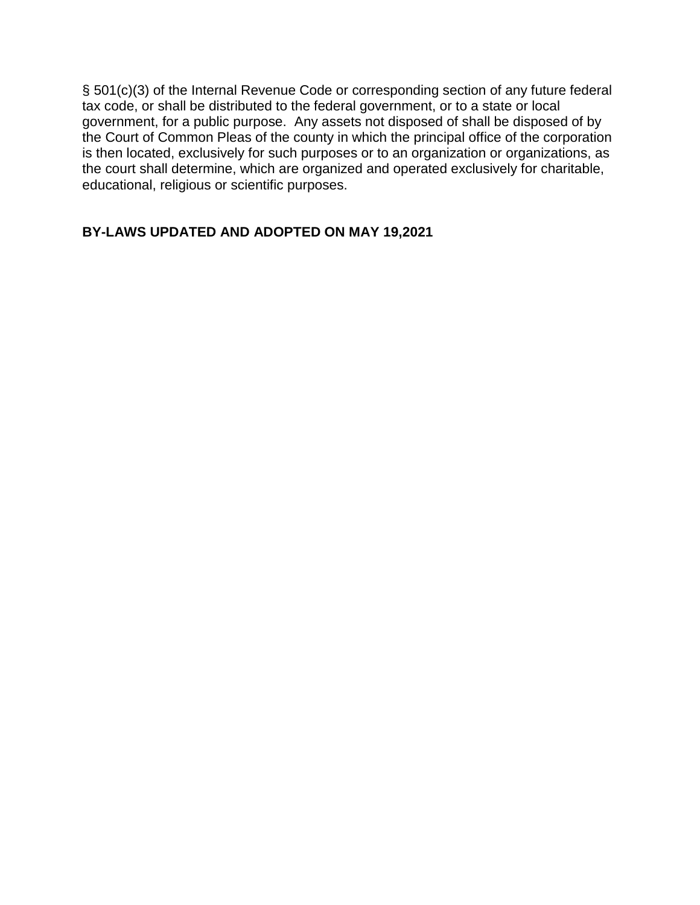§ 501(c)(3) of the Internal Revenue Code or corresponding section of any future federal tax code, or shall be distributed to the federal government, or to a state or local government, for a public purpose.  Any assets not disposed of shall be disposed of by the Court of Common Pleas of the county in which the principal office of the corporation is then located, exclusively for such purposes or to an organization or organizations, as the court shall determine, which are organized and operated exclusively for charitable, educational, religious or scientific purposes.

**BY-LAWS UPDATED AND ADOPTED ON MAY 19,2021**